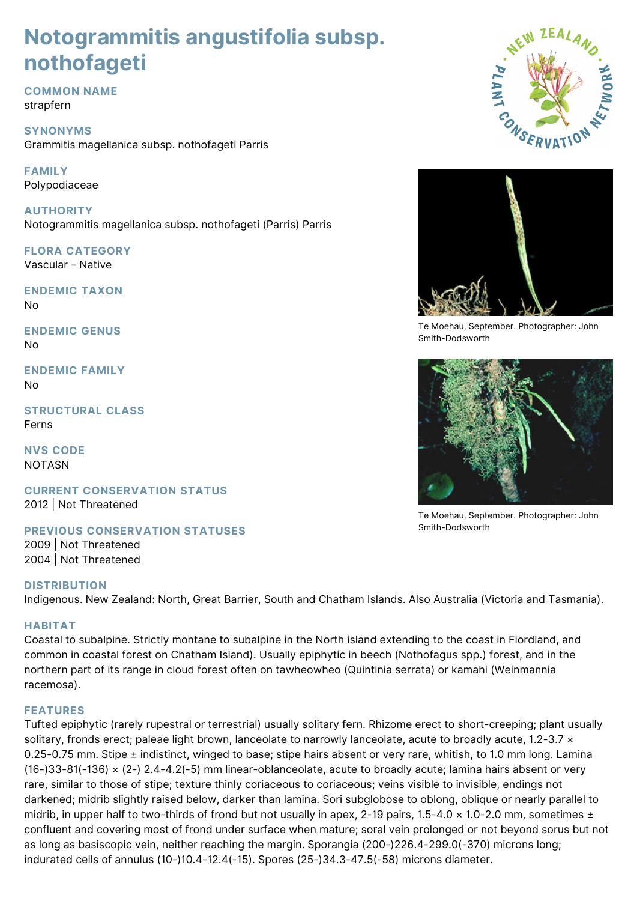# Notogrammitis angustifolia subsp. nothofageti

## COMMON NAME
strapfern

## SYNONYMS
Grammitis magellanica subsp. nothofageti Parris

## FAMILY
Polypodiaceae

## AUTHORITY
Notogrammitis magellanica subsp. nothofageti (Parris) Parris

## FLORA CATEGORY
Vascular – Native

## ENDEMIC TAXON
No

## ENDEMIC GENUS
No

## ENDEMIC FAMILY
No

## STRUCTURAL CLASS
Ferns

## NVS CODE
NOTASN

## CURRENT CONSERVATION STATUS
2012 | Not Threatened

## PREVIOUS CONSERVATION STATUSES
2009 | Not Threatened
2004 | Not Threatened

Te Moehau, September. Photographer: John Smith-Dodsworth

Te Moehau, September. Photographer: John Smith-Dodsworth

## DISTRIBUTION
Indigenous. New Zealand: North, Great Barrier, South and Chatham Islands. Also Australia (Victoria and Tasmania).

## HABITAT
Coastal to subalpine. Strictly montane to subalpine in the North island extending to the coast in Fiordland, and common in coastal forest on Chatham Island). Usually epiphytic in beech (Nothofagus spp.) forest, and in the northern part of its range in cloud forest often on tawheowheo (Quintinia serrata) or kamahi (Weinmannia racemosa).

## FEATURES
Tufted epiphytic (rarely rupestral or terrestrial) usually solitary fern. Rhizome erect to short-creeping; plant usually solitary, fronds erect; paleae light brown, lanceolate to narrowly lanceolate, acute to broadly acute, 1.2-3.7 × 0.25-0.75 mm. Stipe ± indistinct, winged to base; stipe hairs absent or very rare, whitish, to 1.0 mm long. Lamina (16-)33-81(-136) × (2-) 2.4-4.2(-5) mm linear-oblanceolate, acute to broadly acute; lamina hairs absent or very rare, similar to those of stipe; texture thinly coriaceous to coriaceous; veins visible to invisible, endings not darkened; midrib slightly raised below, darker than lamina. Sori subglobose to oblong, oblique or nearly parallel to midrib, in upper half to two-thirds of frond but not usually in apex, 2-19 pairs, 1.5-4.0 × 1.0-2.0 mm, sometimes ± confluent and covering most of frond under surface when mature; soral vein prolonged or not beyond sorus but not as long as basiscopic vein, neither reaching the margin. Sporangia (200-)226.4-299.0(-370) microns long; indurated cells of annulus (10-)10.4-12.4(-15). Spores (25-)34.3-47.5(-58) microns diameter.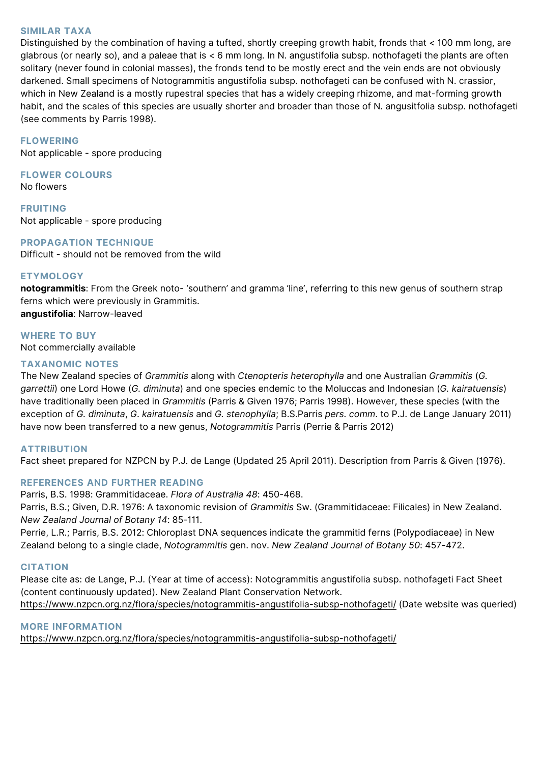## SIMILAR TAXA

Distinguished by the combination of having a tufted, shortly creeping growth habit, fronds that < 100 mm long, are glabrous (or nearly so), and a paleae that is < 6 mm long. In N. angustifolia subsp. nothofageti the plants are often solitary (never found in colonial masses), the fronds tend to be mostly erect and the vein ends are not obviously darkened. Small specimens of Notogrammitis angustifolia subsp. nothofageti can be confused with N. crassior, which in New Zealand is a mostly rupestral species that has a widely creeping rhizome, and mat-forming growth habit, and the scales of this species are usually shorter and broader than those of N. angusitfolia subsp. nothofageti (see comments by Parris 1998).

## FLOWERING

Not applicable - spore producing

## FLOWER COLOURS

No flowers

## FRUITING

Not applicable - spore producing

## PROPAGATION TECHNIQUE

Difficult - should not be removed from the wild

## ETYMOLOGY

**notogrammitis**: From the Greek noto- 'southern' and gramma 'line', referring to this new genus of southern strap ferns which were previously in Grammitis.
**angustifolia**: Narrow-leaved

## WHERE TO BUY

Not commercially available

## TAXANOMIC NOTES

The New Zealand species of *Grammitis* along with *Ctenopteris heterophylla* and one Australian *Grammitis* (*G. garrettii*) one Lord Howe (*G. diminuta*) and one species endemic to the Moluccas and Indonesian (*G. kairatuensis*) have traditionally been placed in *Grammitis* (Parris & Given 1976; Parris 1998). However, these species (with the exception of *G. diminuta*, *G. kairatuensis* and *G. stenophylla*; B.S.Parris *pers. comm*. to P.J. de Lange January 2011) have now been transferred to a new genus, *Notogrammitis* Parris (Perrie & Parris 2012)

## ATTRIBUTION

Fact sheet prepared for NZPCN by P.J. de Lange (Updated 25 April 2011). Description from Parris & Given (1976).

## REFERENCES AND FURTHER READING

Parris, B.S. 1998: Grammitidaceae. *Flora of Australia 48*: 450-468.

Parris, B.S.; Given, D.R. 1976: A taxonomic revision of *Grammitis* Sw. (Grammitidaceae: Filicales) in New Zealand. *New Zealand Journal of Botany 14*: 85-111.

Perrie, L.R.; Parris, B.S. 2012: Chloroplast DNA sequences indicate the grammitid ferns (Polypodiaceae) in New Zealand belong to a single clade, *Notogrammitis* gen. nov. *New Zealand Journal of Botany 50*: 457-472.

## CITATION

Please cite as: de Lange, P.J. (Year at time of access): Notogrammitis angustifolia subsp. nothofageti Fact Sheet (content continuously updated). New Zealand Plant Conservation Network. https://www.nzpcn.org.nz/flora/species/notogrammitis-angustifolia-subsp-nothofageti/ (Date website was queried)

## MORE INFORMATION

https://www.nzpcn.org.nz/flora/species/notogrammitis-angustifolia-subsp-nothofageti/